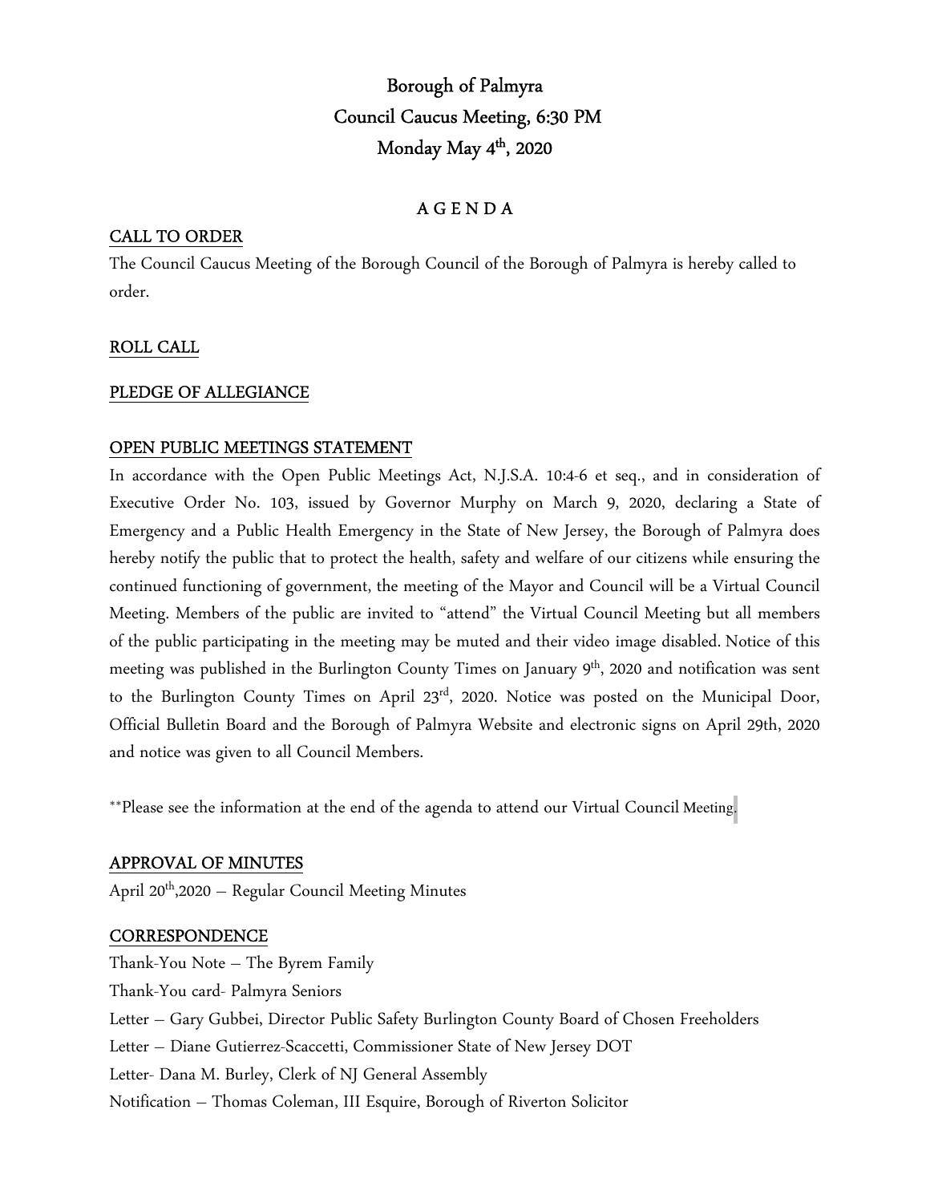# Borough of Palmyra
## Council Caucus Meeting, 6:30 PM
## Monday May 4th, 2020

### A G E N D A

**CALL TO ORDER**

The Council Caucus Meeting of the Borough Council of the Borough of Palmyra is hereby called to order.

**ROLL CALL**

**PLEDGE OF ALLEGIANCE**

**OPEN PUBLIC MEETINGS STATEMENT**

In accordance with the Open Public Meetings Act, N.J.S.A. 10:4-6 et seq., and in consideration of Executive Order No. 103, issued by Governor Murphy on March 9, 2020, declaring a State of Emergency and a Public Health Emergency in the State of New Jersey, the Borough of Palmyra does hereby notify the public that to protect the health, safety and welfare of our citizens while ensuring the continued functioning of government, the meeting of the Mayor and Council will be a Virtual Council Meeting. Members of the public are invited to "attend" the Virtual Council Meeting but all members of the public participating in the meeting may be muted and their video image disabled. Notice of this meeting was published in the Burlington County Times on January 9th, 2020 and notification was sent to the Burlington County Times on April 23rd, 2020. Notice was posted on the Municipal Door, Official Bulletin Board and the Borough of Palmyra Website and electronic signs on April 29th, 2020 and notice was given to all Council Members.

**Please see the information at the end of the agenda to attend our Virtual Council Meeting.

**APPROVAL OF MINUTES**

April 20th,2020 – Regular Council Meeting Minutes

**CORRESPONDENCE**

Thank-You Note – The Byrem Family

Thank-You card- Palmyra Seniors

Letter – Gary Gubbei, Director Public Safety Burlington County Board of Chosen Freeholders

Letter – Diane Gutierrez-Scaccetti, Commissioner State of New Jersey DOT

Letter- Dana M. Burley, Clerk of NJ General Assembly

Notification – Thomas Coleman, III Esquire, Borough of Riverton Solicitor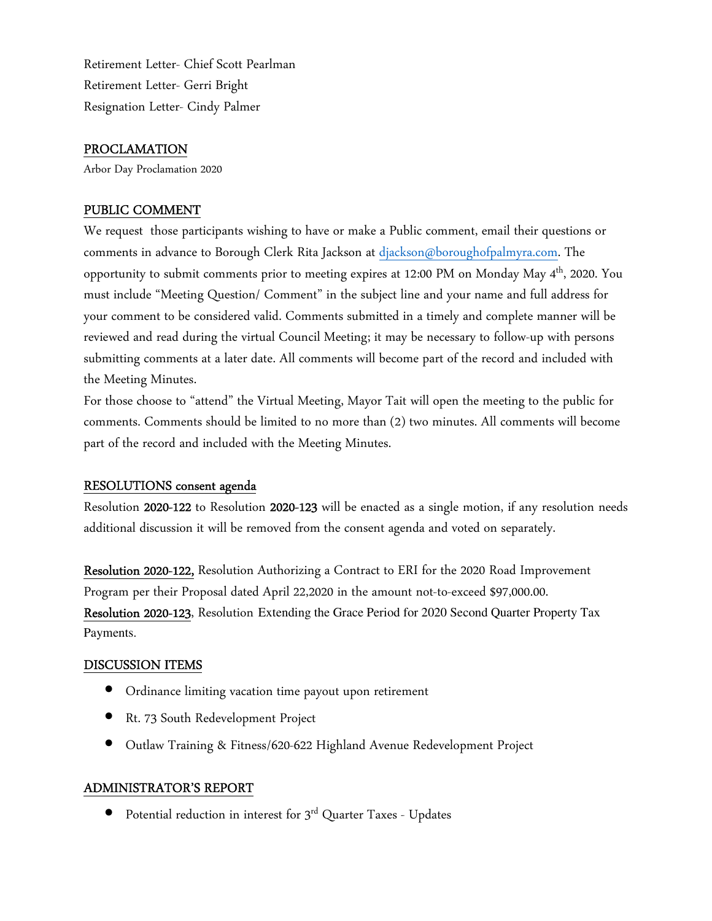Retirement Letter- Chief Scott Pearlman
Retirement Letter- Gerri Bright
Resignation Letter- Cindy Palmer

## PROCLAMATION

Arbor Day Proclamation 2020

## PUBLIC COMMENT

We request those participants wishing to have or make a Public comment, email their questions or comments in advance to Borough Clerk Rita Jackson at djackson@boroughofpalmyra.com. The opportunity to submit comments prior to meeting expires at 12:00 PM on Monday May 4th, 2020. You must include "Meeting Question/ Comment" in the subject line and your name and full address for your comment to be considered valid. Comments submitted in a timely and complete manner will be reviewed and read during the virtual Council Meeting; it may be necessary to follow-up with persons submitting comments at a later date. All comments will become part of the record and included with the Meeting Minutes.

For those choose to "attend" the Virtual Meeting, Mayor Tait will open the meeting to the public for comments. Comments should be limited to no more than (2) two minutes. All comments will become part of the record and included with the Meeting Minutes.

## RESOLUTIONS consent agenda

Resolution **2020-122** to Resolution **2020-123** will be enacted as a single motion, if any resolution needs additional discussion it will be removed from the consent agenda and voted on separately.

**Resolution 2020-122,** Resolution Authorizing a Contract to ERI for the 2020 Road Improvement Program per their Proposal dated April 22,2020 in the amount not-to-exceed $97,000.00.
**Resolution 2020-123**, Resolution Extending the Grace Period for 2020 Second Quarter Property Tax Payments.

## DISCUSSION ITEMS

- Ordinance limiting vacation time payout upon retirement
- Rt. 73 South Redevelopment Project
- Outlaw Training & Fitness/620-622 Highland Avenue Redevelopment Project

## ADMINISTRATOR'S REPORT

- Potential reduction in interest for 3rd Quarter Taxes - Updates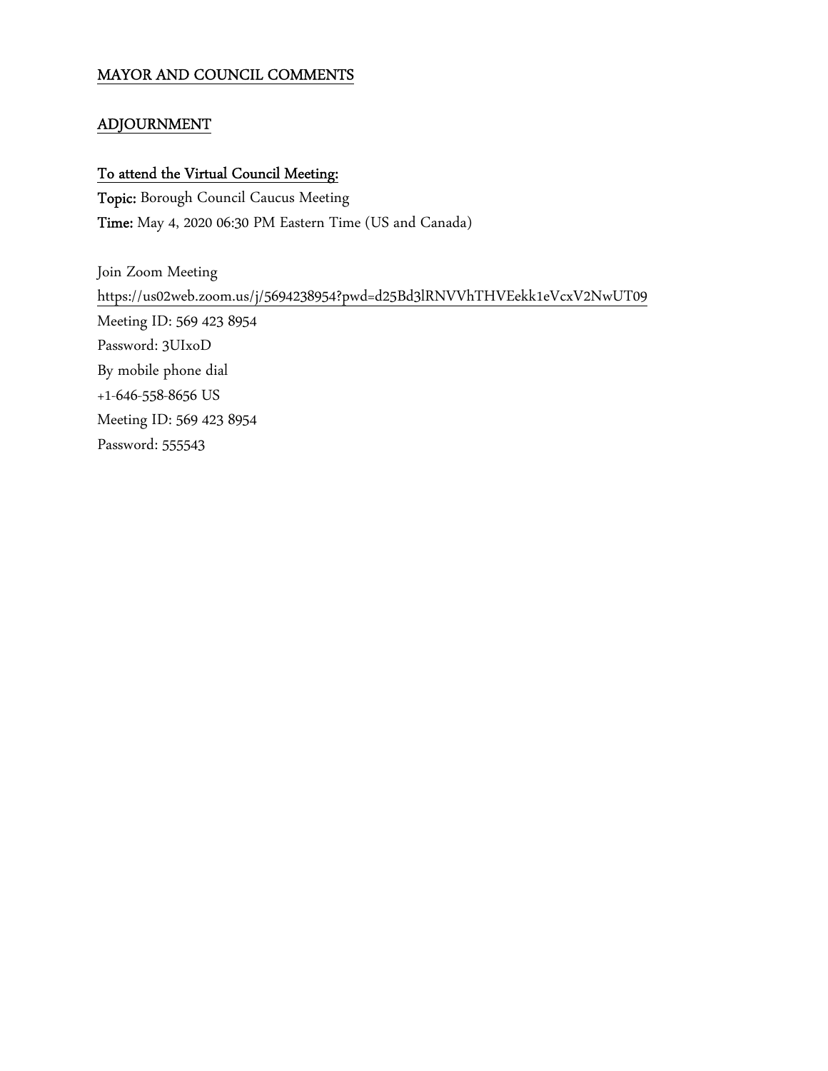MAYOR AND COUNCIL COMMENTS

ADJOURNMENT

To attend the Virtual Council Meeting:

**Topic:** Borough Council Caucus Meeting

**Time:** May 4, 2020 06:30 PM Eastern Time (US and Canada)

Join Zoom Meeting

https://us02web.zoom.us/j/5694238954?pwd=d25Bd3lRNVVhTHVEekk1eVcxV2NwUT09

Meeting ID: 569 423 8954

Password: 3UIxoD

By mobile phone dial

+1-646-558-8656 US

Meeting ID: 569 423 8954

Password: 555543